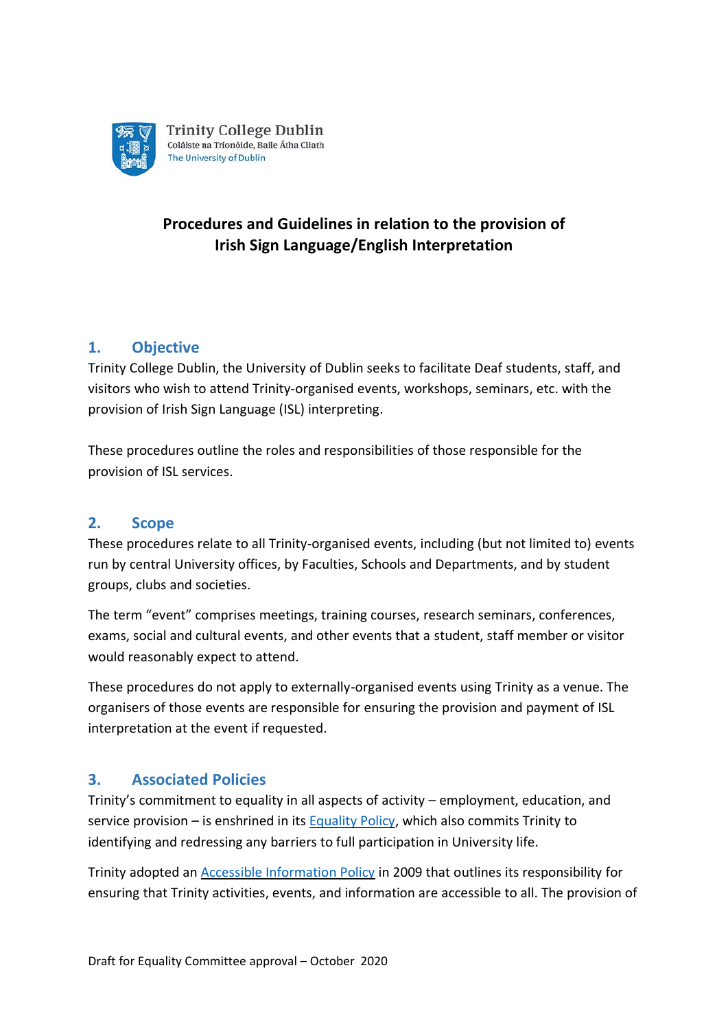Trinity College Dublin
Coláiste na Tríonóide, Baile Átha Cliath
The University of Dublin

# Procedures and Guidelines in relation to the provision of Irish Sign Language/English Interpretation

## 1. Objective

Trinity College Dublin, the University of Dublin seeks to facilitate Deaf students, staff, and visitors who wish to attend Trinity-organised events, workshops, seminars, etc. with the provision of Irish Sign Language (ISL) interpreting.

These procedures outline the roles and responsibilities of those responsible for the provision of ISL services.

## 2. Scope

These procedures relate to all Trinity-organised events, including (but not limited to) events run by central University offices, by Faculties, Schools and Departments, and by student groups, clubs and societies.

The term "event" comprises meetings, training courses, research seminars, conferences, exams, social and cultural events, and other events that a student, staff member or visitor would reasonably expect to attend.

These procedures do not apply to externally-organised events using Trinity as a venue. The organisers of those events are responsible for ensuring the provision and payment of ISL interpretation at the event if requested.

## 3. Associated Policies

Trinity's commitment to equality in all aspects of activity – employment, education, and service provision – is enshrined in its Equality Policy, which also commits Trinity to identifying and redressing any barriers to full participation in University life.

Trinity adopted an Accessible Information Policy in 2009 that outlines its responsibility for ensuring that Trinity activities, events, and information are accessible to all. The provision of

Draft for Equality Committee approval – October 2020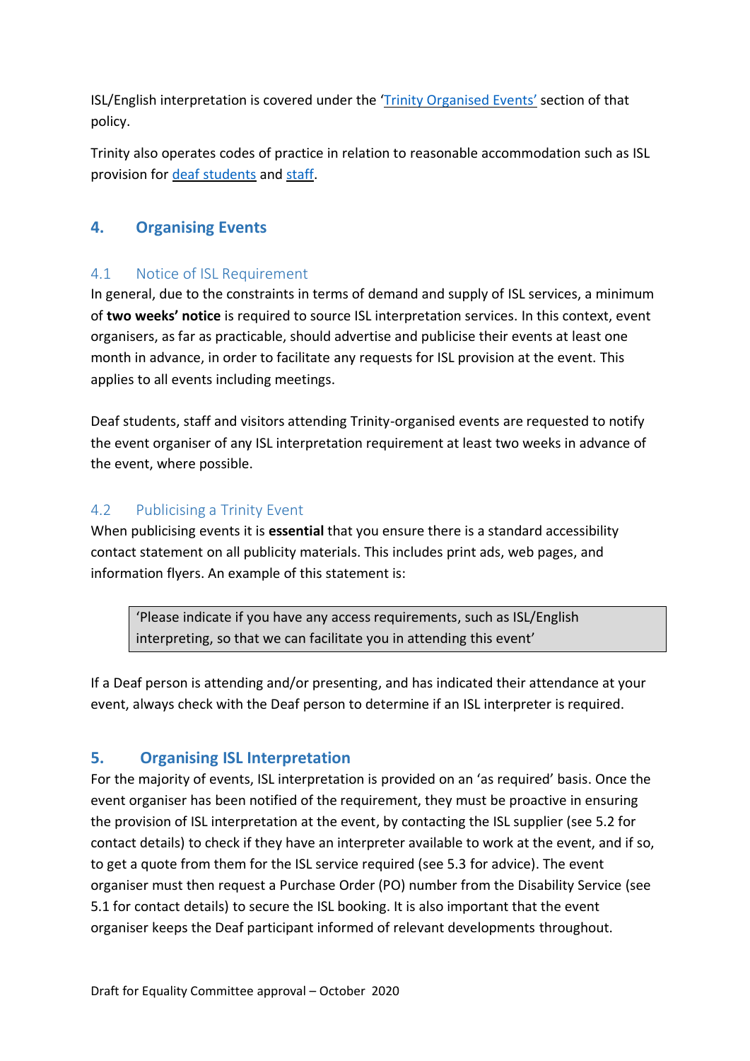ISL/English interpretation is covered under the 'Trinity Organised Events' section of that policy.

Trinity also operates codes of practice in relation to reasonable accommodation such as ISL provision for deaf students and staff.

## 4. Organising Events

### 4.1 Notice of ISL Requirement

In general, due to the constraints in terms of demand and supply of ISL services, a minimum of **two weeks' notice** is required to source ISL interpretation services. In this context, event organisers, as far as practicable, should advertise and publicise their events at least one month in advance, in order to facilitate any requests for ISL provision at the event. This applies to all events including meetings.

Deaf students, staff and visitors attending Trinity-organised events are requested to notify the event organiser of any ISL interpretation requirement at least two weeks in advance of the event, where possible.

### 4.2 Publicising a Trinity Event

When publicising events it is **essential** that you ensure there is a standard accessibility contact statement on all publicity materials. This includes print ads, web pages, and information flyers. An example of this statement is:

> 'Please indicate if you have any access requirements, such as ISL/English interpreting, so that we can facilitate you in attending this event'

If a Deaf person is attending and/or presenting, and has indicated their attendance at your event, always check with the Deaf person to determine if an ISL interpreter is required.

## 5. Organising ISL Interpretation

For the majority of events, ISL interpretation is provided on an 'as required' basis. Once the event organiser has been notified of the requirement, they must be proactive in ensuring the provision of ISL interpretation at the event, by contacting the ISL supplier (see 5.2 for contact details) to check if they have an interpreter available to work at the event, and if so, to get a quote from them for the ISL service required (see 5.3 for advice). The event organiser must then request a Purchase Order (PO) number from the Disability Service (see 5.1 for contact details) to secure the ISL booking. It is also important that the event organiser keeps the Deaf participant informed of relevant developments throughout.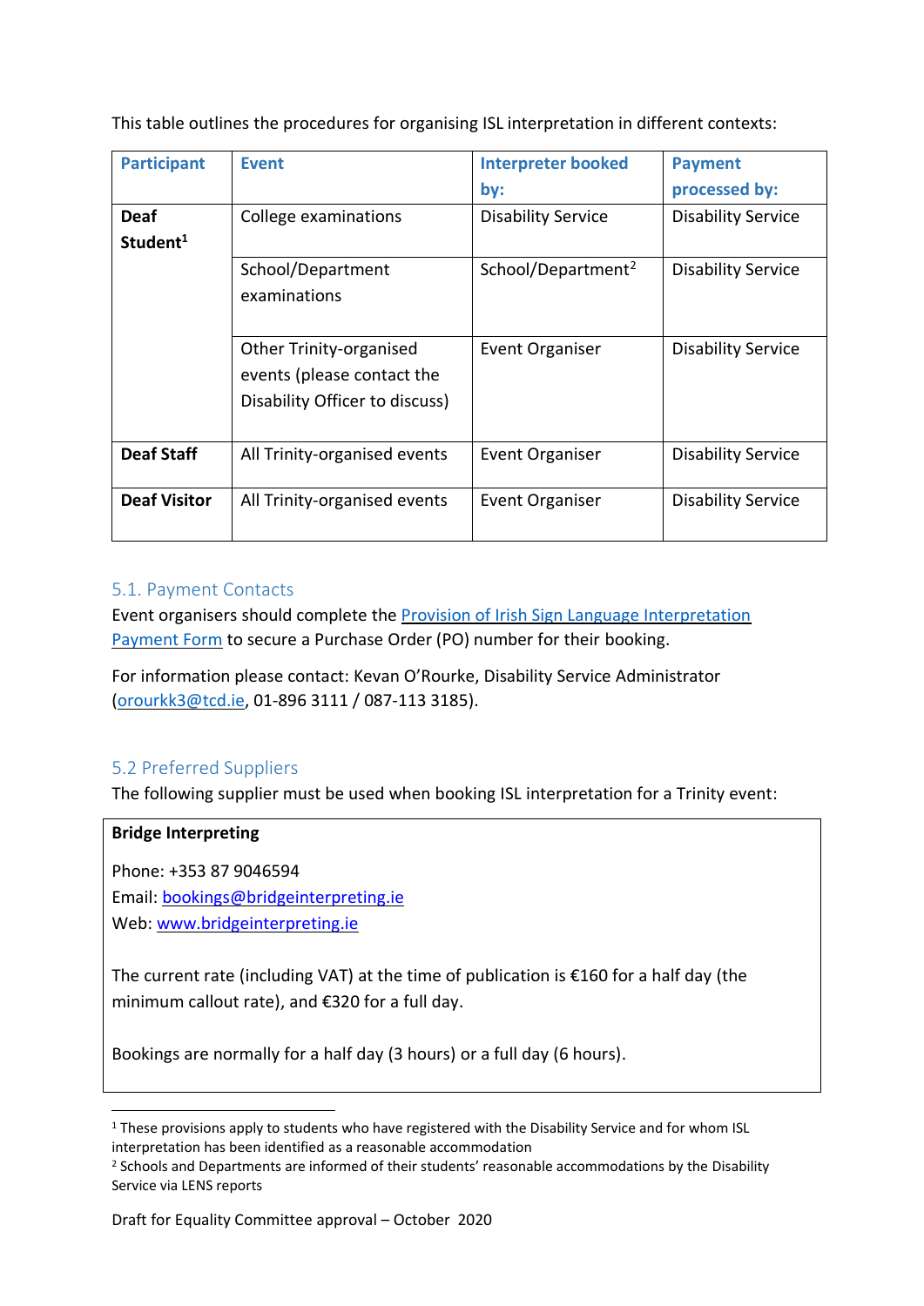This table outlines the procedures for organising ISL interpretation in different contexts:

| Participant | Event | Interpreter booked by: | Payment processed by: |
|---|---|---|---|
| **Deaf Student**[1] | College examinations | Disability Service | Disability Service |
| | School/Department examinations | School/Department[2] | Disability Service |
| | Other Trinity-organised events (please contact the Disability Officer to discuss) | Event Organiser | Disability Service |
| **Deaf Staff** | All Trinity-organised events | Event Organiser | Disability Service |
| **Deaf Visitor** | All Trinity-organised events | Event Organiser | Disability Service |

## 5.1. Payment Contacts

Event organisers should complete the Provision of Irish Sign Language Interpretation Payment Form to secure a Purchase Order (PO) number for their booking.

For information please contact: Kevan O'Rourke, Disability Service Administrator (orourkk3@tcd.ie, 01-896 3111 / 087-113 3185).

## 5.2 Preferred Suppliers

The following supplier must be used when booking ISL interpretation for a Trinity event:

**Bridge Interpreting**

Phone: +353 87 9046594
Email: bookings@bridgeinterpreting.ie
Web: www.bridgeinterpreting.ie

The current rate (including VAT) at the time of publication is €160 for a half day (the minimum callout rate), and €320 for a full day.

Bookings are normally for a half day (3 hours) or a full day (6 hours).

---

[1] These provisions apply to students who have registered with the Disability Service and for whom ISL interpretation has been identified as a reasonable accommodation

[2] Schools and Departments are informed of their students' reasonable accommodations by the Disability Service via LENS reports

Draft for Equality Committee approval – October 2020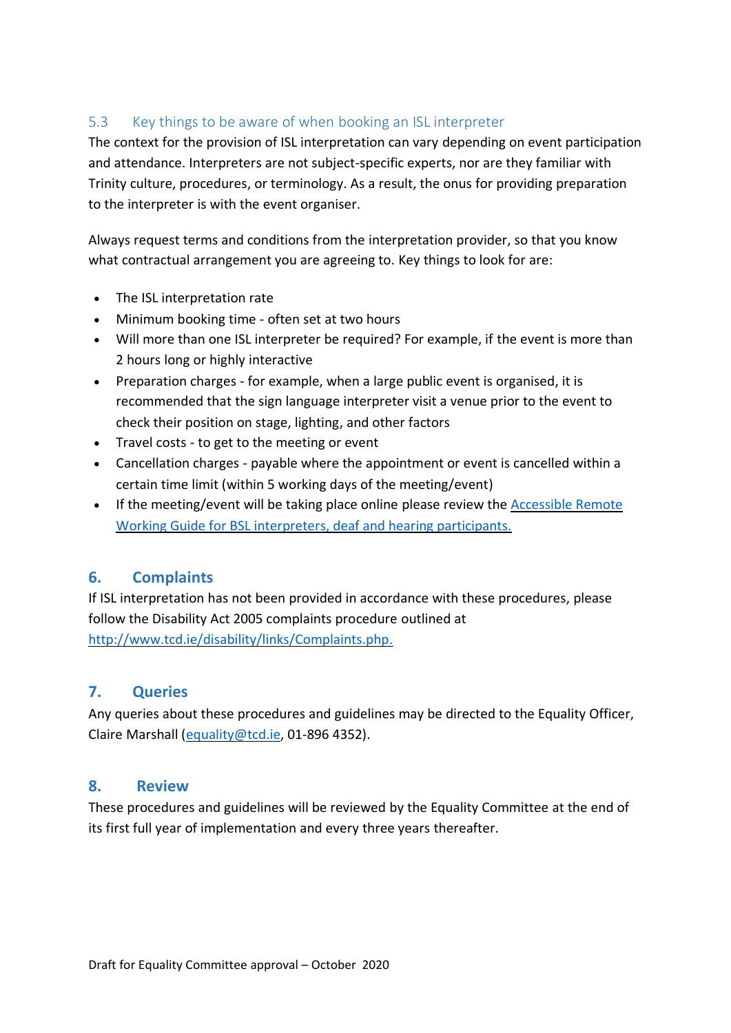### 5.3 Key things to be aware of when booking an ISL interpreter

The context for the provision of ISL interpretation can vary depending on event participation and attendance. Interpreters are not subject-specific experts, nor are they familiar with Trinity culture, procedures, or terminology. As a result, the onus for providing preparation to the interpreter is with the event organiser.

Always request terms and conditions from the interpretation provider, so that you know what contractual arrangement you are agreeing to. Key things to look for are:

- The ISL interpretation rate
- Minimum booking time - often set at two hours
- Will more than one ISL interpreter be required? For example, if the event is more than 2 hours long or highly interactive
- Preparation charges - for example, when a large public event is organised, it is recommended that the sign language interpreter visit a venue prior to the event to check their position on stage, lighting, and other factors
- Travel costs - to get to the meeting or event
- Cancellation charges - payable where the appointment or event is cancelled within a certain time limit (within 5 working days of the meeting/event)
- If the meeting/event will be taking place online please review the Accessible Remote Working Guide for BSL interpreters, deaf and hearing participants.

## 6. Complaints

If ISL interpretation has not been provided in accordance with these procedures, please follow the Disability Act 2005 complaints procedure outlined at http://www.tcd.ie/disability/links/Complaints.php.

## 7. Queries

Any queries about these procedures and guidelines may be directed to the Equality Officer, Claire Marshall (equality@tcd.ie, 01-896 4352).

## 8. Review

These procedures and guidelines will be reviewed by the Equality Committee at the end of its first full year of implementation and every three years thereafter.

Draft for Equality Committee approval – October 2020